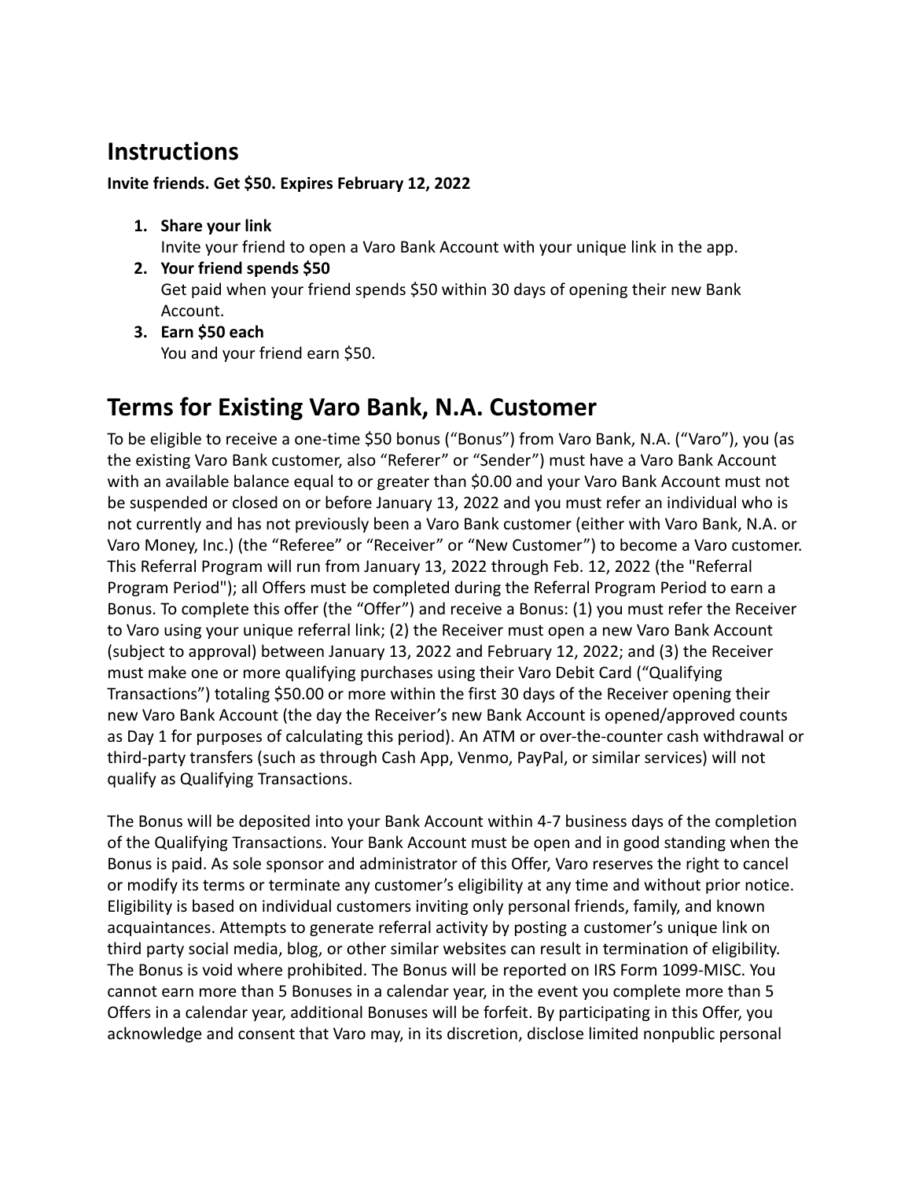## Instructions

**Invite friends. Get $50. Expires February 12, 2022**

1. **Share your link**
   Invite your friend to open a Varo Bank Account with your unique link in the app.
2. **Your friend spends $50**
   Get paid when your friend spends $50 within 30 days of opening their new Bank Account.
3. **Earn $50 each**
   You and your friend earn $50.

# Terms for Existing Varo Bank, N.A. Customer

To be eligible to receive a one-time $50 bonus ("Bonus") from Varo Bank, N.A. ("Varo"), you (as the existing Varo Bank customer, also "Referer" or "Sender") must have a Varo Bank Account with an available balance equal to or greater than $0.00 and your Varo Bank Account must not be suspended or closed on or before January 13, 2022 and you must refer an individual who is not currently and has not previously been a Varo Bank customer (either with Varo Bank, N.A. or Varo Money, Inc.) (the "Referee" or "Receiver" or "New Customer") to become a Varo customer. This Referral Program will run from January 13, 2022 through Feb. 12, 2022 (the "Referral Program Period"); all Offers must be completed during the Referral Program Period to earn a Bonus. To complete this offer (the "Offer") and receive a Bonus: (1) you must refer the Receiver to Varo using your unique referral link; (2) the Receiver must open a new Varo Bank Account (subject to approval) between January 13, 2022 and February 12, 2022; and (3) the Receiver must make one or more qualifying purchases using their Varo Debit Card ("Qualifying Transactions") totaling $50.00 or more within the first 30 days of the Receiver opening their new Varo Bank Account (the day the Receiver's new Bank Account is opened/approved counts as Day 1 for purposes of calculating this period). An ATM or over-the-counter cash withdrawal or third-party transfers (such as through Cash App, Venmo, PayPal, or similar services) will not qualify as Qualifying Transactions.

The Bonus will be deposited into your Bank Account within 4-7 business days of the completion of the Qualifying Transactions. Your Bank Account must be open and in good standing when the Bonus is paid. As sole sponsor and administrator of this Offer, Varo reserves the right to cancel or modify its terms or terminate any customer's eligibility at any time and without prior notice. Eligibility is based on individual customers inviting only personal friends, family, and known acquaintances. Attempts to generate referral activity by posting a customer's unique link on third party social media, blog, or other similar websites can result in termination of eligibility. The Bonus is void where prohibited. The Bonus will be reported on IRS Form 1099-MISC. You cannot earn more than 5 Bonuses in a calendar year, in the event you complete more than 5 Offers in a calendar year, additional Bonuses will be forfeit. By participating in this Offer, you acknowledge and consent that Varo may, in its discretion, disclose limited nonpublic personal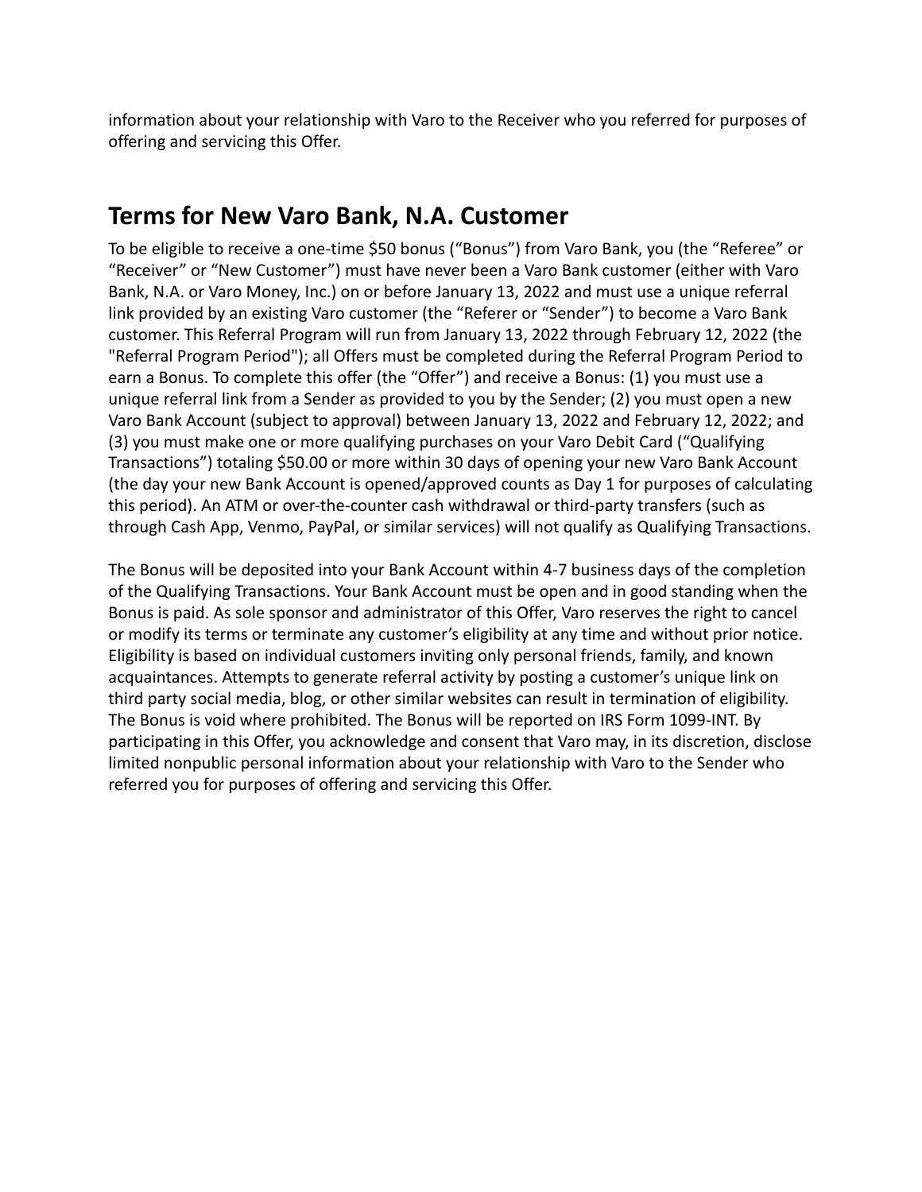information about your relationship with Varo to the Receiver who you referred for purposes of offering and servicing this Offer.

## Terms for New Varo Bank, N.A. Customer

To be eligible to receive a one-time $50 bonus (“Bonus”) from Varo Bank, you (the “Referee” or “Receiver” or “New Customer”) must have never been a Varo Bank customer (either with Varo Bank, N.A. or Varo Money, Inc.) on or before January 13, 2022 and must use a unique referral link provided by an existing Varo customer (the “Referer or “Sender”) to become a Varo Bank customer. This Referral Program will run from January 13, 2022 through February 12, 2022 (the "Referral Program Period"); all Offers must be completed during the Referral Program Period to earn a Bonus. To complete this offer (the “Offer”) and receive a Bonus: (1) you must use a unique referral link from a Sender as provided to you by the Sender; (2) you must open a new Varo Bank Account (subject to approval) between January 13, 2022 and February 12, 2022; and (3) you must make one or more qualifying purchases on your Varo Debit Card (“Qualifying Transactions”) totaling $50.00 or more within 30 days of opening your new Varo Bank Account (the day your new Bank Account is opened/approved counts as Day 1 for purposes of calculating this period). An ATM or over-the-counter cash withdrawal or third-party transfers (such as through Cash App, Venmo, PayPal, or similar services) will not qualify as Qualifying Transactions.

The Bonus will be deposited into your Bank Account within 4-7 business days of the completion of the Qualifying Transactions. Your Bank Account must be open and in good standing when the Bonus is paid. As sole sponsor and administrator of this Offer, Varo reserves the right to cancel or modify its terms or terminate any customer’s eligibility at any time and without prior notice. Eligibility is based on individual customers inviting only personal friends, family, and known acquaintances. Attempts to generate referral activity by posting a customer’s unique link on third party social media, blog, or other similar websites can result in termination of eligibility. The Bonus is void where prohibited. The Bonus will be reported on IRS Form 1099-INT. By participating in this Offer, you acknowledge and consent that Varo may, in its discretion, disclose limited nonpublic personal information about your relationship with Varo to the Sender who referred you for purposes of offering and servicing this Offer.